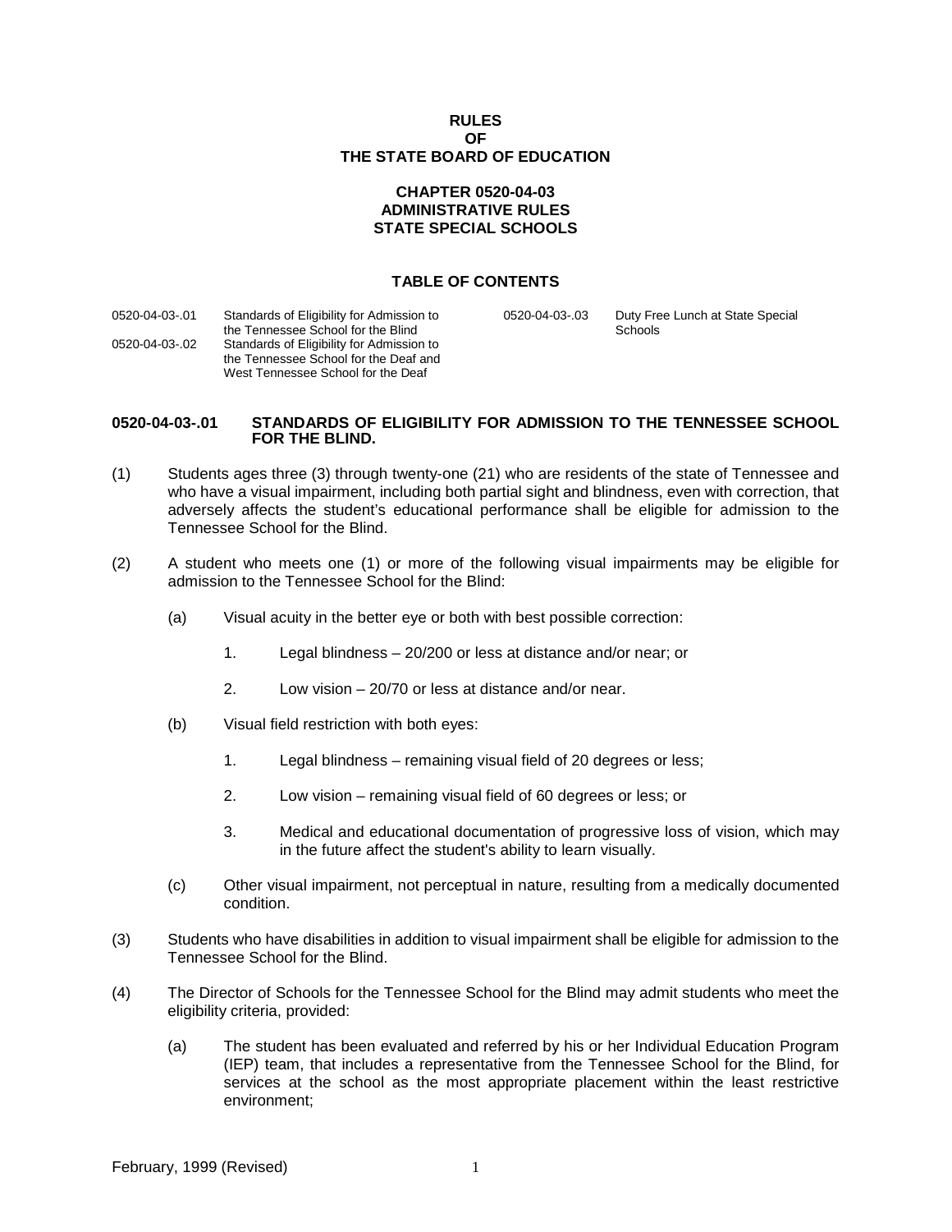# RULES
# OF
# THE STATE BOARD OF EDUCATION

## CHAPTER 0520-04-03
## ADMINISTRATIVE RULES
## STATE SPECIAL SCHOOLS

### TABLE OF CONTENTS

| | |
|---|---|
| 0520-04-03-.01 | Standards of Eligibility for Admission to the Tennessee School for the Blind |
| 0520-04-03-.02 | Standards of Eligibility for Admission to the Tennessee School for the Deaf and West Tennessee School for the Deaf |
| 0520-04-03-.03 | Duty Free Lunch at State Special Schools |

### 0520-04-03-.01 STANDARDS OF ELIGIBILITY FOR ADMISSION TO THE TENNESSEE SCHOOL FOR THE BLIND.

(1) Students ages three (3) through twenty-one (21) who are residents of the state of Tennessee and who have a visual impairment, including both partial sight and blindness, even with correction, that adversely affects the student's educational performance shall be eligible for admission to the Tennessee School for the Blind.

(2) A student who meets one (1) or more of the following visual impairments may be eligible for admission to the Tennessee School for the Blind:

(a) Visual acuity in the better eye or both with best possible correction:

1. Legal blindness – 20/200 or less at distance and/or near; or

2. Low vision – 20/70 or less at distance and/or near.

(b) Visual field restriction with both eyes:

1. Legal blindness – remaining visual field of 20 degrees or less;

2. Low vision – remaining visual field of 60 degrees or less; or

3. Medical and educational documentation of progressive loss of vision, which may in the future affect the student's ability to learn visually.

(c) Other visual impairment, not perceptual in nature, resulting from a medically documented condition.

(3) Students who have disabilities in addition to visual impairment shall be eligible for admission to the Tennessee School for the Blind.

(4) The Director of Schools for the Tennessee School for the Blind may admit students who meet the eligibility criteria, provided:

(a) The student has been evaluated and referred by his or her Individual Education Program (IEP) team, that includes a representative from the Tennessee School for the Blind, for services at the school as the most appropriate placement within the least restrictive environment;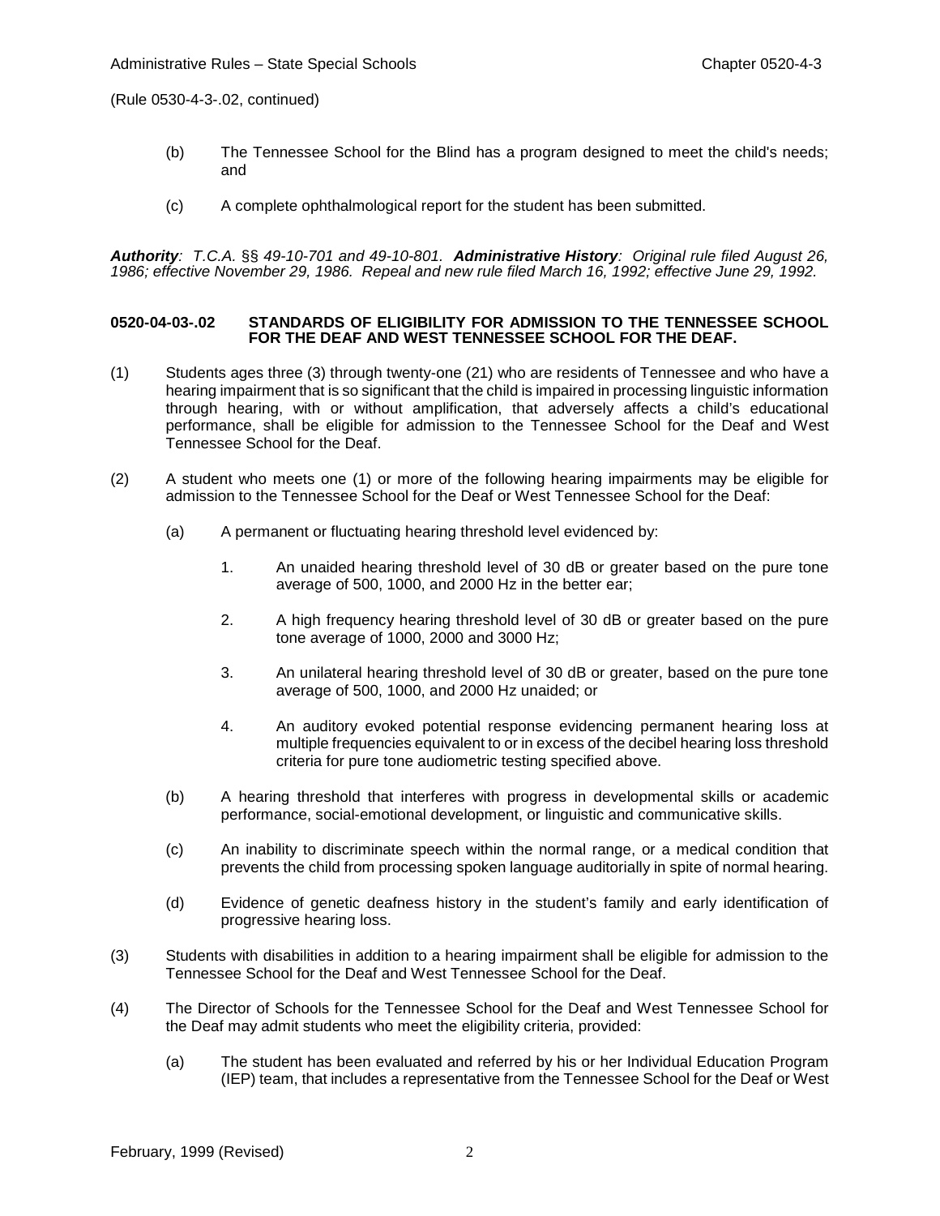(Rule 0530-4-3-.02, continued)

(b) The Tennessee School for the Blind has a program designed to meet the child's needs; and

(c) A complete ophthalmological report for the student has been submitted.

***Authority**: T.C.A. §§ 49-10-701 and 49-10-801. **Administrative History**: Original rule filed August 26, 1986; effective November 29, 1986. Repeal and new rule filed March 16, 1992; effective June 29, 1992.*

**0520-04-03-.02 STANDARDS OF ELIGIBILITY FOR ADMISSION TO THE TENNESSEE SCHOOL FOR THE DEAF AND WEST TENNESSEE SCHOOL FOR THE DEAF.**

(1) Students ages three (3) through twenty-one (21) who are residents of Tennessee and who have a hearing impairment that is so significant that the child is impaired in processing linguistic information through hearing, with or without amplification, that adversely affects a child's educational performance, shall be eligible for admission to the Tennessee School for the Deaf and West Tennessee School for the Deaf.

(2) A student who meets one (1) or more of the following hearing impairments may be eligible for admission to the Tennessee School for the Deaf or West Tennessee School for the Deaf:

(a) A permanent or fluctuating hearing threshold level evidenced by:

1. An unaided hearing threshold level of 30 dB or greater based on the pure tone average of 500, 1000, and 2000 Hz in the better ear;

2. A high frequency hearing threshold level of 30 dB or greater based on the pure tone average of 1000, 2000 and 3000 Hz;

3. An unilateral hearing threshold level of 30 dB or greater, based on the pure tone average of 500, 1000, and 2000 Hz unaided; or

4. An auditory evoked potential response evidencing permanent hearing loss at multiple frequencies equivalent to or in excess of the decibel hearing loss threshold criteria for pure tone audiometric testing specified above.

(b) A hearing threshold that interferes with progress in developmental skills or academic performance, social-emotional development, or linguistic and communicative skills.

(c) An inability to discriminate speech within the normal range, or a medical condition that prevents the child from processing spoken language auditorially in spite of normal hearing.

(d) Evidence of genetic deafness history in the student's family and early identification of progressive hearing loss.

(3) Students with disabilities in addition to a hearing impairment shall be eligible for admission to the Tennessee School for the Deaf and West Tennessee School for the Deaf.

(4) The Director of Schools for the Tennessee School for the Deaf and West Tennessee School for the Deaf may admit students who meet the eligibility criteria, provided:

(a) The student has been evaluated and referred by his or her Individual Education Program (IEP) team, that includes a representative from the Tennessee School for the Deaf or West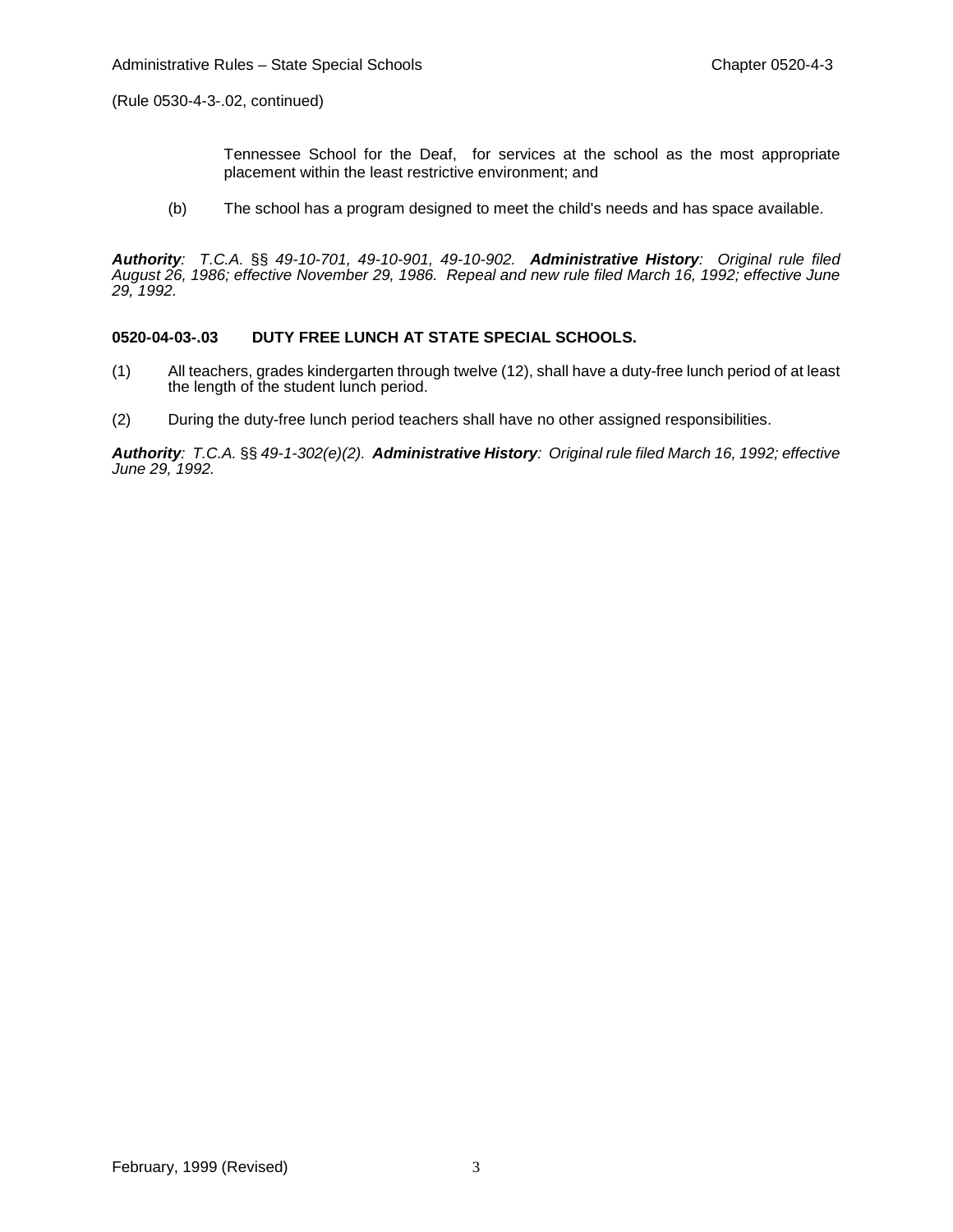(Rule 0530-4-3-.02, continued)

Tennessee School for the Deaf, for services at the school as the most appropriate placement within the least restrictive environment; and

(b) The school has a program designed to meet the child's needs and has space available.

***Authority**: T.C.A. §§ 49-10-701, 49-10-901, 49-10-902. **Administrative History**: Original rule filed August 26, 1986; effective November 29, 1986. Repeal and new rule filed March 16, 1992; effective June 29, 1992.*

**0520-04-03-.03 DUTY FREE LUNCH AT STATE SPECIAL SCHOOLS.**

(1) All teachers, grades kindergarten through twelve (12), shall have a duty-free lunch period of at least the length of the student lunch period.

(2) During the duty-free lunch period teachers shall have no other assigned responsibilities.

***Authority**: T.C.A. §§ 49-1-302(e)(2). **Administrative History**: Original rule filed March 16, 1992; effective June 29, 1992.*